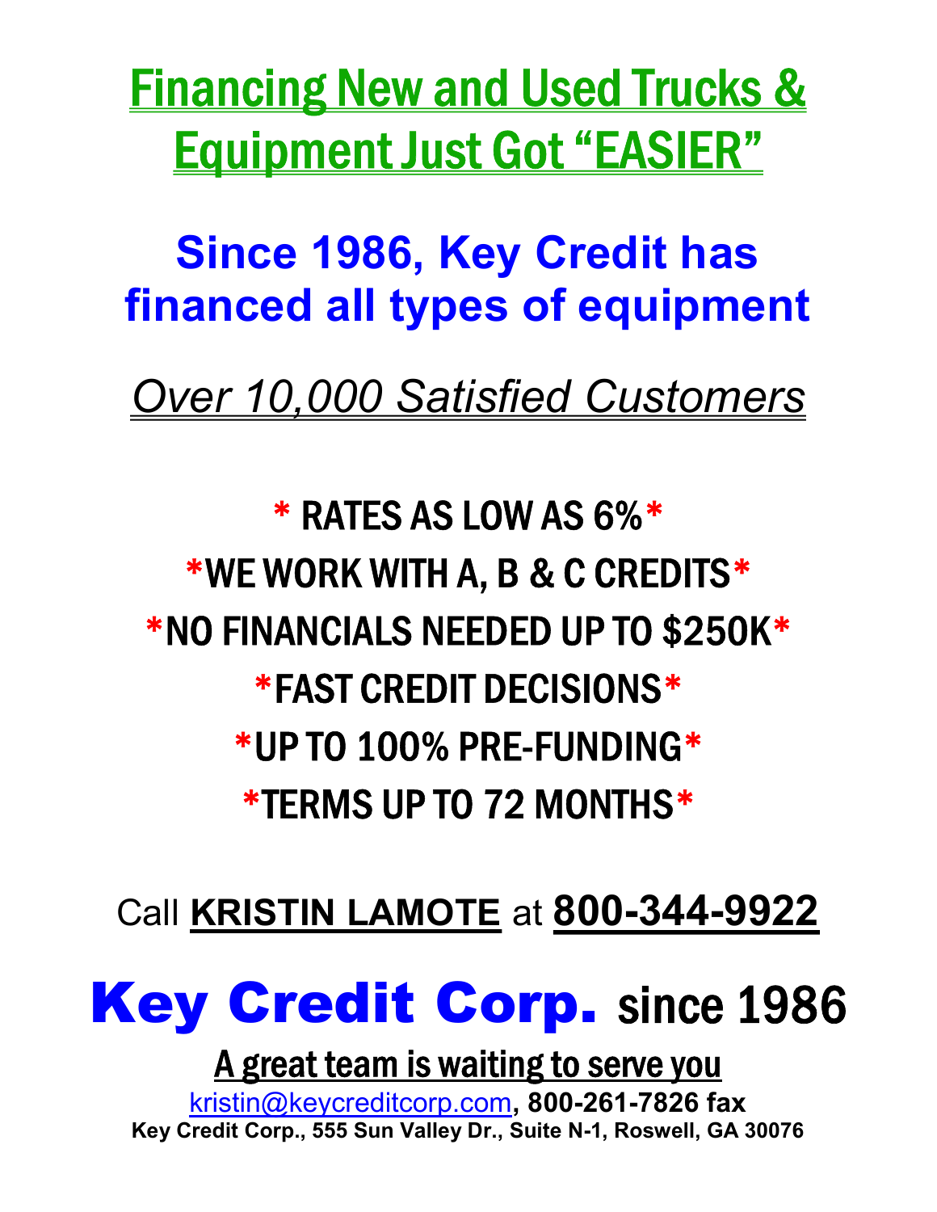# Financing New and Used Trucks & Equipment Just Got "EASIER"

## Since 1986, Key Credit has financed all types of equipment

*Over 10,000 Satisfied Customers*

\* RATES AS LOW AS 6%\*

\*WE WORK WITH A, B & C CREDITS\*

\*NO FINANCIALS NEEDED UP TO $250K\*

\*FAST CREDIT DECISIONS\*

\*UP TO 100% PRE-FUNDING\*

\*TERMS UP TO 72 MONTHS\*

Call **KRISTIN LAMOTE** at **800-344-9922**

# Key Credit Corp. since 1986

A great team is waiting to serve you

kristin@keycreditcorp.com, **800-261-7826 fax**

**Key Credit Corp., 555 Sun Valley Dr., Suite N-1, Roswell, GA 30076**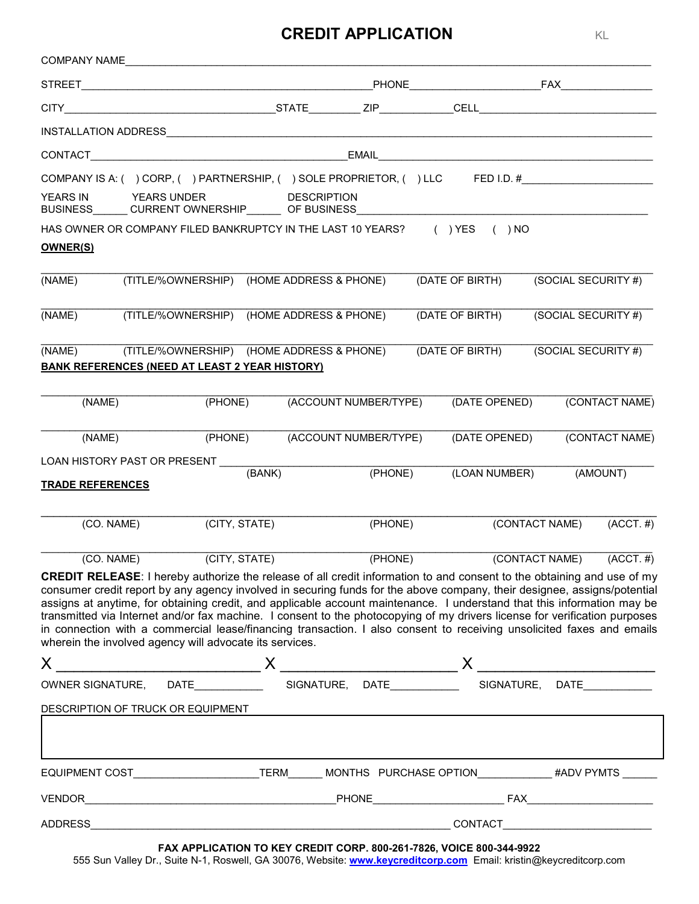# CREDIT APPLICATION

KL

COMPANY NAME_______________________________________________

STREET_______________________________ PHONE_______________ FAX_____________

CITY_______________________ STATE________ ZIP___________ CELL_______________

INSTALLATION ADDRESS_______________________________________

CONTACT_____________________________ EMAIL_________________________

COMPANY IS A: ( ) CORP, ( ) PARTNERSHIP, ( ) SOLE PROPRIETOR, ( ) LLC FED I.D. #_______________

YEARS IN BUSINESS______ YEARS UNDER CURRENT OWNERSHIP______ DESCRIPTION OF BUSINESS_____________________

HAS OWNER OR COMPANY FILED BANKRUPTCY IN THE LAST 10 YEARS? ( ) YES ( ) NO

**OWNER(S)**

| (NAME) | (TITLE/%OWNERSHIP) | (HOME ADDRESS & PHONE) | (DATE OF BIRTH) | (SOCIAL SECURITY #) |
|---|---|---|---|---|
| | | | | |
| | | | | |
| | | | | |

**BANK REFERENCES (NEED AT LEAST 2 YEAR HISTORY)**

| (NAME) | (PHONE) | (ACCOUNT NUMBER/TYPE) | (DATE OPENED) | (CONTACT NAME) |
|---|---|---|---|---|
| | | | | |
| | | | | |

LOAN HISTORY PAST OR PRESENT

| (BANK) | (PHONE) | (LOAN NUMBER) | (AMOUNT) |
|---|---|---|---|
| | | | |

**TRADE REFERENCES**

| (CO. NAME) | (CITY, STATE) | (PHONE) | (CONTACT NAME) | (ACCT. #) |
|---|---|---|---|---|
| | | | | |
| | | | | |

**CREDIT RELEASE**: I hereby authorize the release of all credit information to and consent to the obtaining and use of my consumer credit report by any agency involved in securing funds for the above company, their designee, assigns/potential assigns at anytime, for obtaining credit, and applicable account maintenance. I understand that this information may be transmitted via Internet and/or fax machine. I consent to the photocopying of my drivers license for verification purposes in connection with a commercial lease/financing transaction. I also consent to receiving unsolicited faxes and emails wherein the involved agency will advocate its services.

X ______________________ X ______________________ X ______________________

OWNER SIGNATURE, DATE___________ SIGNATURE, DATE___________ SIGNATURE, DATE___________

DESCRIPTION OF TRUCK OR EQUIPMENT

EQUIPMENT COST_________________ TERM______ MONTHS PURCHASE OPTION___________ #ADV PYMTS ______

VENDOR_________________________________ PHONE_________________ FAX_________________

ADDRESS_______________________________________ CONTACT_____________________

**FAX APPLICATION TO KEY CREDIT CORP. 800-261-7826, VOICE 800-344-9922**

555 Sun Valley Dr., Suite N-1, Roswell, GA 30076, Website: www.keycreditcorp.com Email: kristin@keycreditcorp.com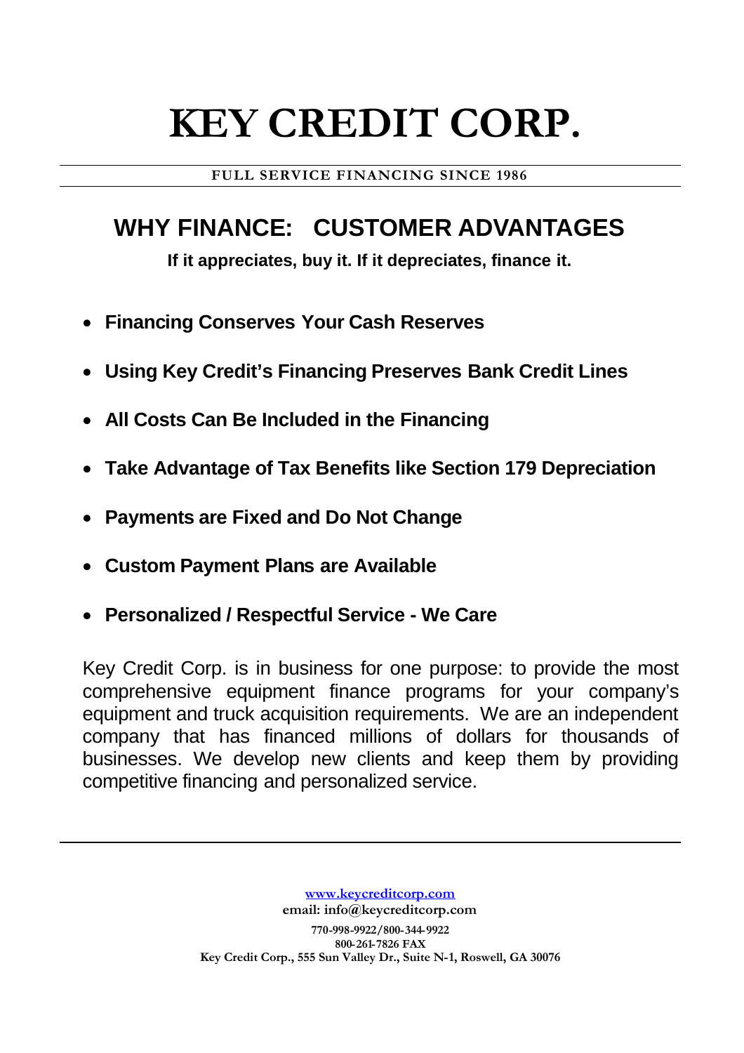# KEY CREDIT CORP.

**FULL SERVICE FINANCING SINCE 1986**

## WHY FINANCE: CUSTOMER ADVANTAGES

**If it appreciates, buy it. If it depreciates, finance it.**

- **Financing Conserves Your Cash Reserves**
- **Using Key Credit's Financing Preserves Bank Credit Lines**
- **All Costs Can Be Included in the Financing**
- **Take Advantage of Tax Benefits like Section 179 Depreciation**
- **Payments are Fixed and Do Not Change**
- **Custom Payment Plans are Available**
- **Personalized / Respectful Service - We Care**

Key Credit Corp. is in business for one purpose: to provide the most comprehensive equipment finance programs for your company's equipment and truck acquisition requirements. We are an independent company that has financed millions of dollars for thousands of businesses. We develop new clients and keep them by providing competitive financing and personalized service.

---

**www.keycreditcorp.com**
**email: info@keycreditcorp.com**
**770-998-9922/800-344-9922**
**800-261-7826 FAX**
**Key Credit Corp., 555 Sun Valley Dr., Suite N-1, Roswell, GA 30076**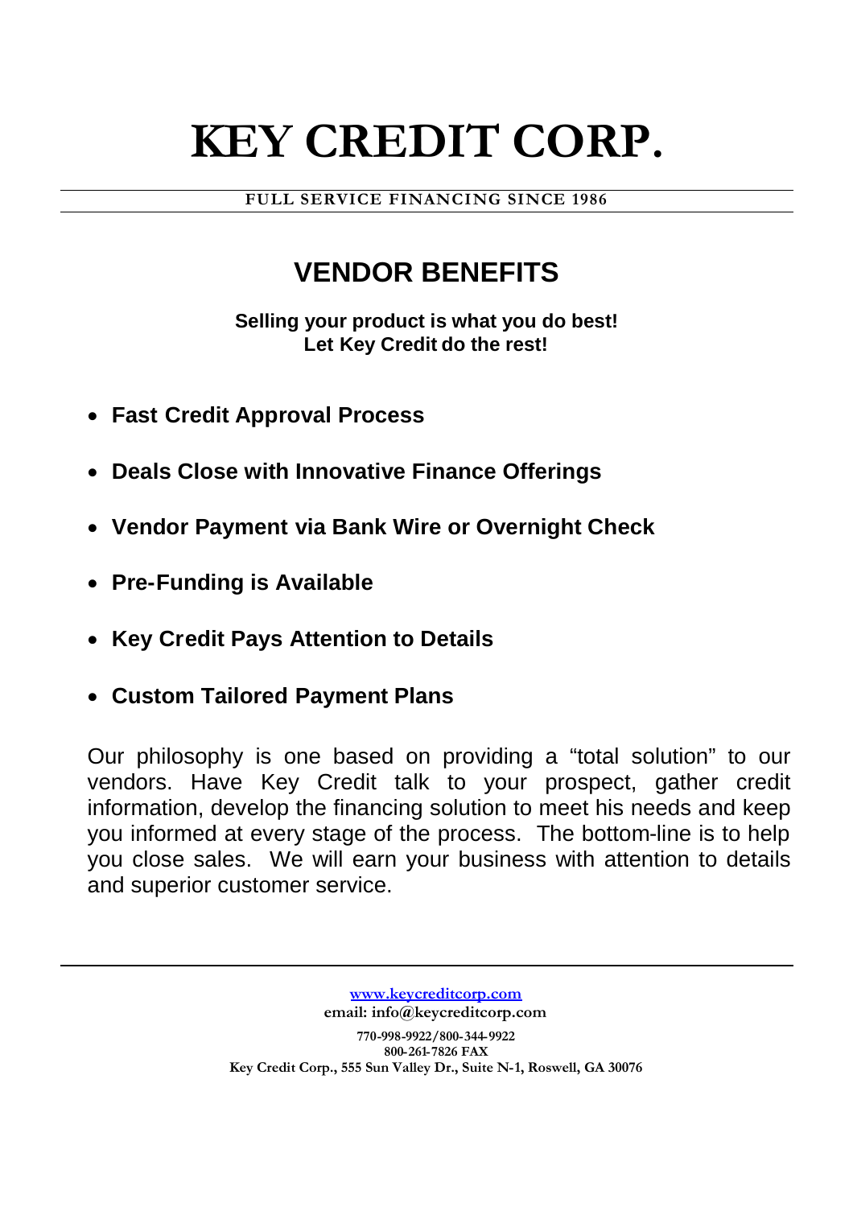# KEY CREDIT CORP.

**FULL SERVICE FINANCING SINCE 1986**

## VENDOR BENEFITS

**Selling your product is what you do best!**
**Let Key Credit do the rest!**

- **Fast Credit Approval Process**
- **Deals Close with Innovative Finance Offerings**
- **Vendor Payment via Bank Wire or Overnight Check**
- **Pre-Funding is Available**
- **Key Credit Pays Attention to Details**
- **Custom Tailored Payment Plans**

Our philosophy is one based on providing a "total solution" to our vendors. Have Key Credit talk to your prospect, gather credit information, develop the financing solution to meet his needs and keep you informed at every stage of the process. The bottom-line is to help you close sales. We will earn your business with attention to details and superior customer service.

---

**www.keycreditcorp.com**
**email: info@keycreditcorp.com**

**770-998-9922/800-344-9922**
**800-261-7826 FAX**
**Key Credit Corp., 555 Sun Valley Dr., Suite N-1, Roswell, GA 30076**